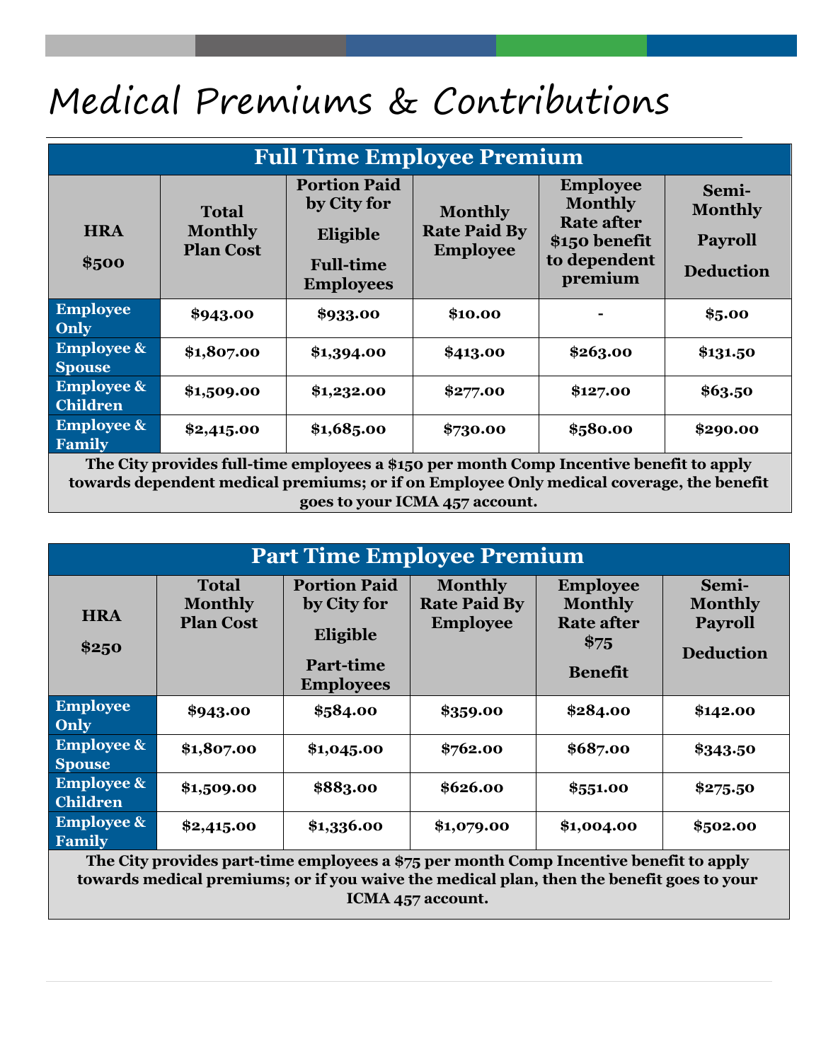# Medical Premiums & Contributions

| Full Time Employee Premium | | | | | |
|---|---|---|---|---|---|
| **HRA $500** | **Total Monthly Plan Cost** | **Portion Paid by City for Eligible Full-time Employees** | **Monthly Rate Paid By Employee** | **Employee Monthly Rate after $150 benefit to dependent premium** | **Semi-Monthly Payroll Deduction** |
| **Employee Only** | **$943.00** | **$933.00** | **$10.00** | **-** | **$5.00** |
| **Employee & Spouse** | **$1,807.00** | **$1,394.00** | **$413.00** | **$263.00** | **$131.50** |
| **Employee & Children** | **$1,509.00** | **$1,232.00** | **$277.00** | **$127.00** | **$63.50** |
| **Employee & Family** | **$2,415.00** | **$1,685.00** | **$730.00** | **$580.00** | **$290.00** |

**The City provides full-time employees a $150 per month Comp Incentive benefit to apply towards dependent medical premiums; or if on Employee Only medical coverage, the benefit goes to your ICMA 457 account.**

| Part Time Employee Premium | | | | | |
|---|---|---|---|---|---|
| **HRA $250** | **Total Monthly Plan Cost** | **Portion Paid by City for Eligible Part-time Employees** | **Monthly Rate Paid By Employee** | **Employee Monthly Rate after $75 Benefit** | **Semi-Monthly Payroll Deduction** |
| **Employee Only** | **$943.00** | **$584.00** | **$359.00** | **$284.00** | **$142.00** |
| **Employee & Spouse** | **$1,807.00** | **$1,045.00** | **$762.00** | **$687.00** | **$343.50** |
| **Employee & Children** | **$1,509.00** | **$883.00** | **$626.00** | **$551.00** | **$275.50** |
| **Employee & Family** | **$2,415.00** | **$1,336.00** | **$1,079.00** | **$1,004.00** | **$502.00** |

**The City provides part-time employees a $75 per month Comp Incentive benefit to apply towards medical premiums; or if you waive the medical plan, then the benefit goes to your ICMA 457 account.**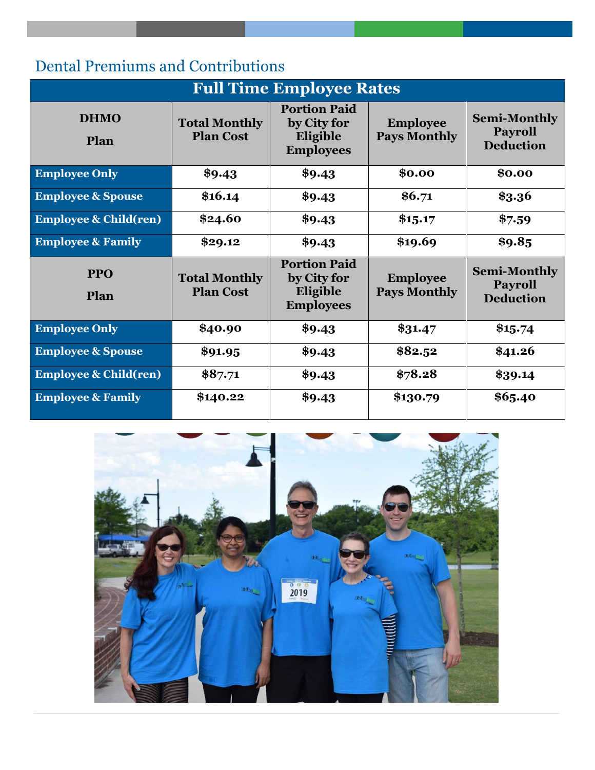## Dental Premiums and Contributions

| Full Time Employee Rates | | | | |
|---|---|---|---|---|
| **DHMO Plan** | **Total Monthly Plan Cost** | **Portion Paid by City for Eligible Employees** | **Employee Pays Monthly** | **Semi-Monthly Payroll Deduction** |
| **Employee Only** | **$9.43** | **$9.43** | **$0.00** | **$0.00** |
| **Employee & Spouse** | **$16.14** | **$9.43** | **$6.71** | **$3.36** |
| **Employee & Child(ren)** | **$24.60** | **$9.43** | **$15.17** | **$7.59** |
| **Employee & Family** | **$29.12** | **$9.43** | **$19.69** | **$9.85** |
| **PPO Plan** | **Total Monthly Plan Cost** | **Portion Paid by City for Eligible Employees** | **Employee Pays Monthly** | **Semi-Monthly Payroll Deduction** |
| **Employee Only** | **$40.90** | **$9.43** | **$31.47** | **$15.74** |
| **Employee & Spouse** | **$91.95** | **$9.43** | **$82.52** | **$41.26** |
| **Employee & Child(ren)** | **$87.71** | **$9.43** | **$78.28** | **$39.14** |
| **Employee & Family** | **$140.22** | **$9.43** | **$130.79** | **$65.40** |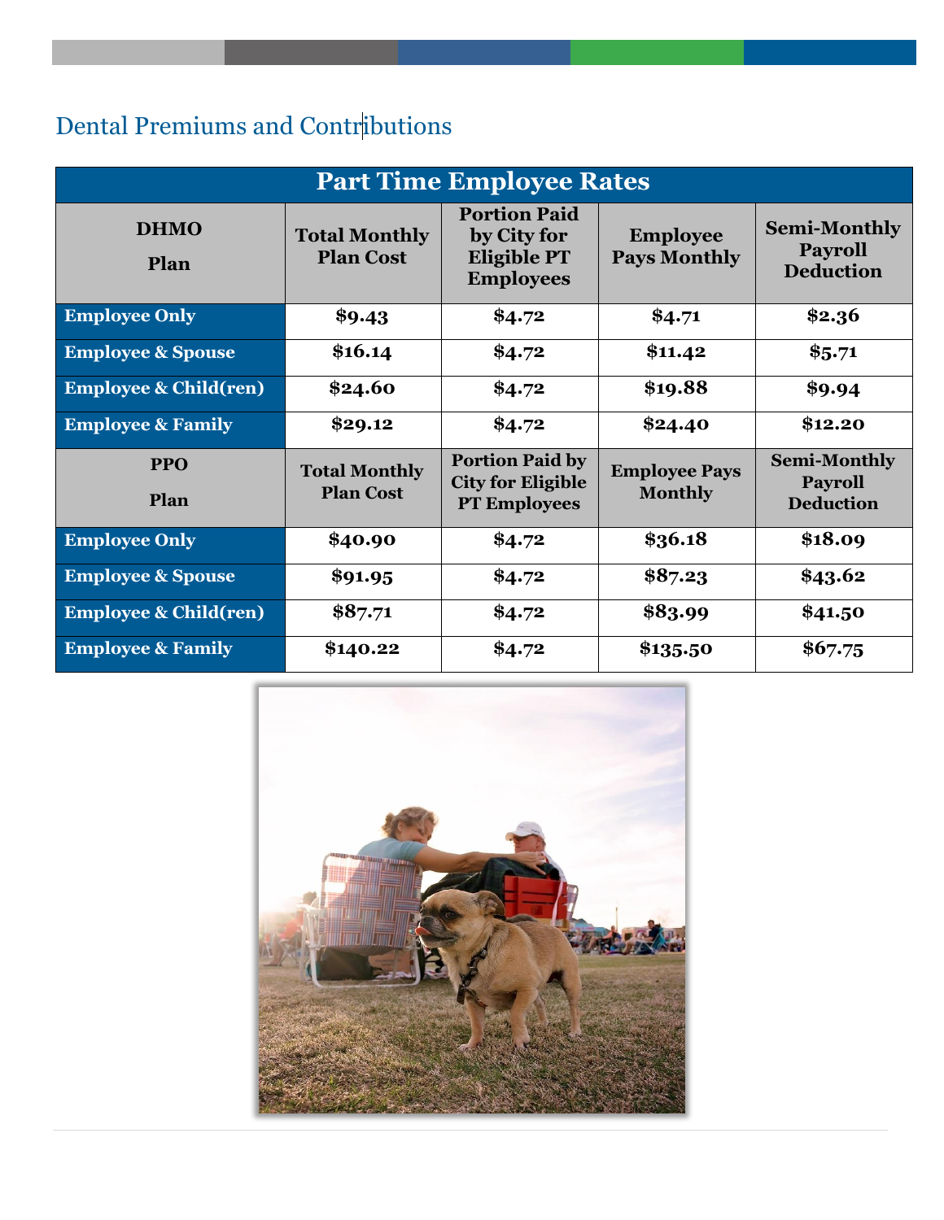# Dental Premiums and Contributions

| Part Time Employee Rates | | | | |
|---|---|---|---|---|
| **DHMO Plan** | **Total Monthly Plan Cost** | **Portion Paid by City for Eligible PT Employees** | **Employee Pays Monthly** | **Semi-Monthly Payroll Deduction** |
| **Employee Only** | **$9.43** | **$4.72** | **$4.71** | **$2.36** |
| **Employee & Spouse** | **$16.14** | **$4.72** | **$11.42** | **$5.71** |
| **Employee & Child(ren)** | **$24.60** | **$4.72** | **$19.88** | **$9.94** |
| **Employee & Family** | **$29.12** | **$4.72** | **$24.40** | **$12.20** |
| **PPO Plan** | **Total Monthly Plan Cost** | **Portion Paid by City for Eligible PT Employees** | **Employee Pays Monthly** | **Semi-Monthly Payroll Deduction** |
| **Employee Only** | **$40.90** | **$4.72** | **$36.18** | **$18.09** |
| **Employee & Spouse** | **$91.95** | **$4.72** | **$87.23** | **$43.62** |
| **Employee & Child(ren)** | **$87.71** | **$4.72** | **$83.99** | **$41.50** |
| **Employee & Family** | **$140.22** | **$4.72** | **$135.50** | **$67.75** |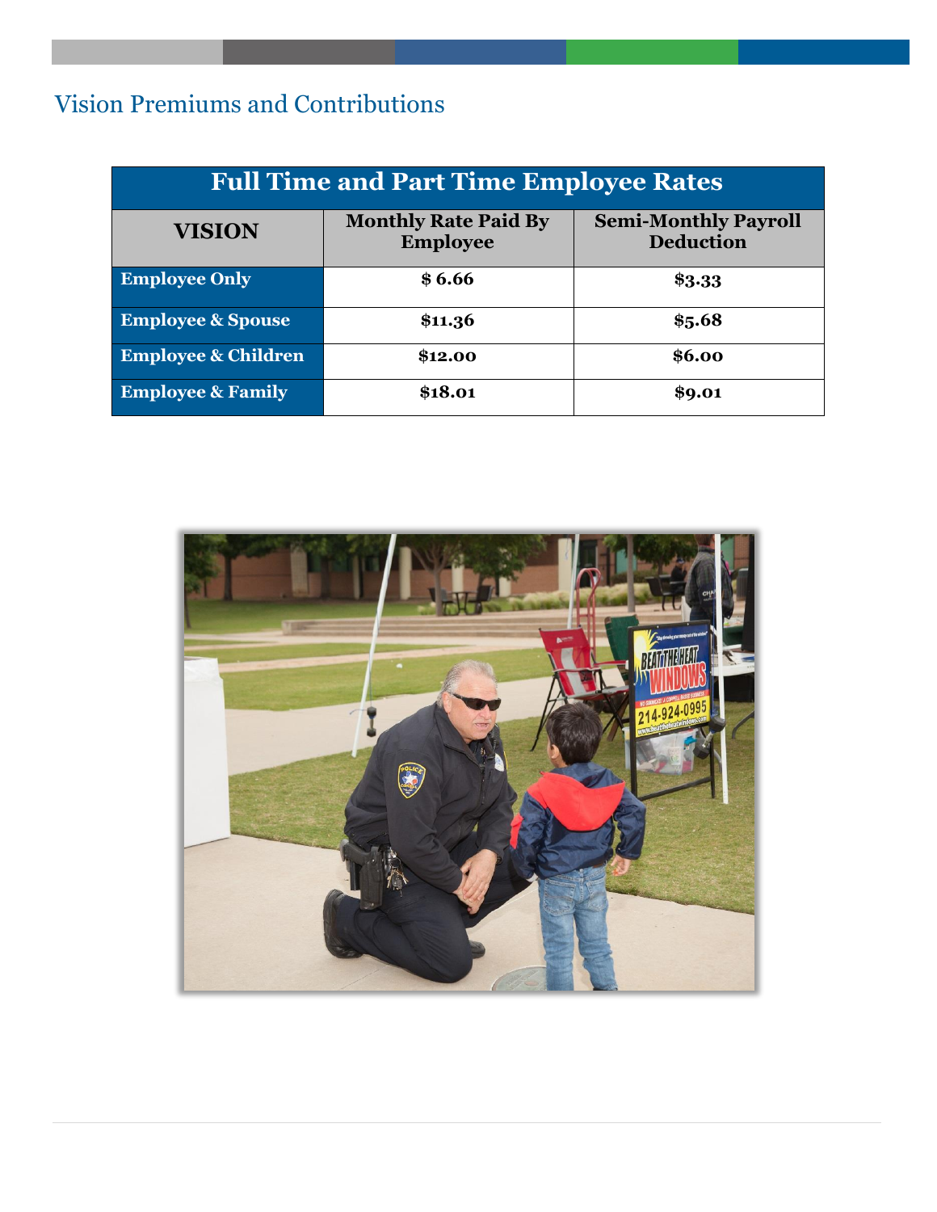# Vision Premiums and Contributions

| Full Time and Part Time Employee Rates | | |
|---|---|---|
| **VISION** | **Monthly Rate Paid By Employee** | **Semi-Monthly Payroll Deduction** |
| **Employee Only** | **$ 6.66** | **$3.33** |
| **Employee & Spouse** | **$11.36** | **$5.68** |
| **Employee & Children** | **$12.00** | **$6.00** |
| **Employee & Family** | **$18.01** | **$9.01** |